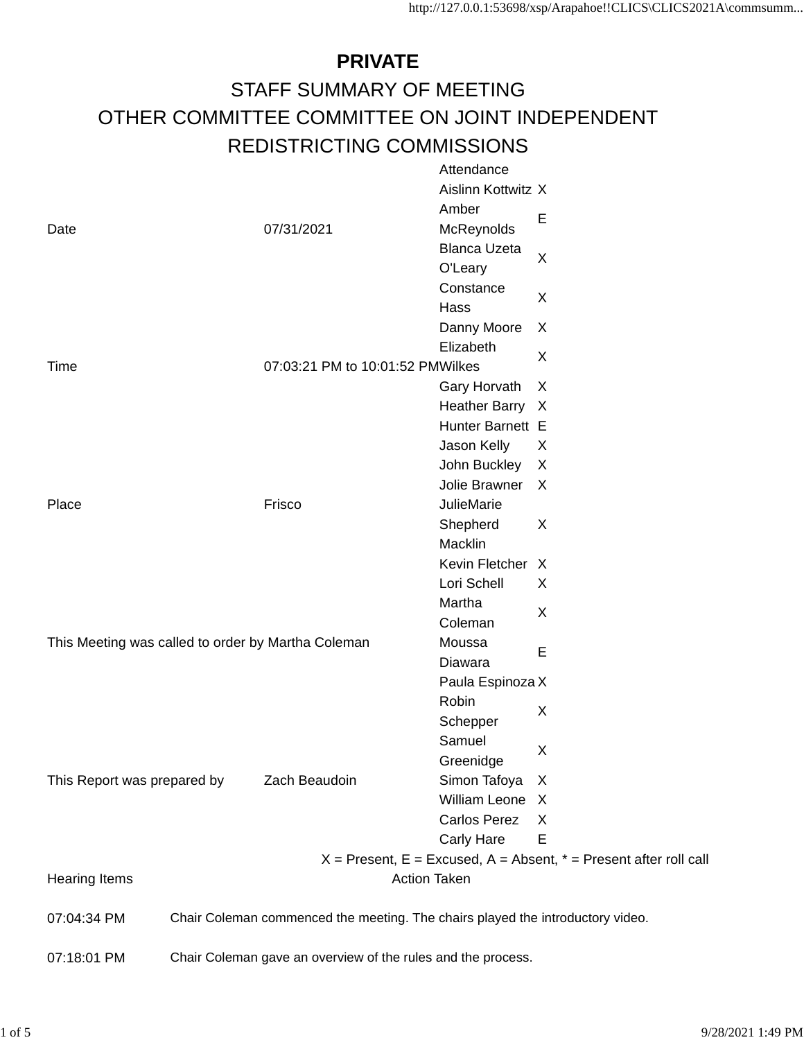# PRIVATE

## STAFF SUMMARY OF MEETING

## OTHER COMMITTEE COMMITTEE ON JOINT INDEPENDENT REDISTRICTING COMMISSIONS

| | |
|---|---|
| Date | 07/31/2021 |
| Time | 07:03:21 PM to 10:01:52 PM |
| Place | Frisco |
| This Meeting was called to order by Martha Coleman | |
| This Report was prepared by | Zach Beaudoin |

| Attendance | |
|---|---|
| Aislinn Kottwitz | X |
| Amber McReynolds | E |
| Blanca Uzeta O'Leary | X |
| Constance Hass | X |
| Danny Moore | X |
| Elizabeth Wilkes | X |
| Gary Horvath | X |
| Heather Barry | X |
| Hunter Barnett | E |
| Jason Kelly | X |
| John Buckley | X |
| Jolie Brawner | X |
| JulieMarie Shepherd Macklin | X |
| Kevin Fletcher | X |
| Lori Schell | X |
| Martha Coleman | X |
| Moussa Diawara | E |
| Paula Espinoza | X |
| Robin Schepper | X |
| Samuel Greenidge | X |
| Simon Tafoya | X |
| William Leone | X |
| Carlos Perez | X |
| Carly Hare | E |

X = Present, E = Excused, A = Absent, * = Present after roll call

| Hearing Items | Action Taken |
|---|---|
| 07:04:34 PM | Chair Coleman commenced the meeting. The chairs played the introductory video. |
| 07:18:01 PM | Chair Coleman gave an overview of the rules and the process. |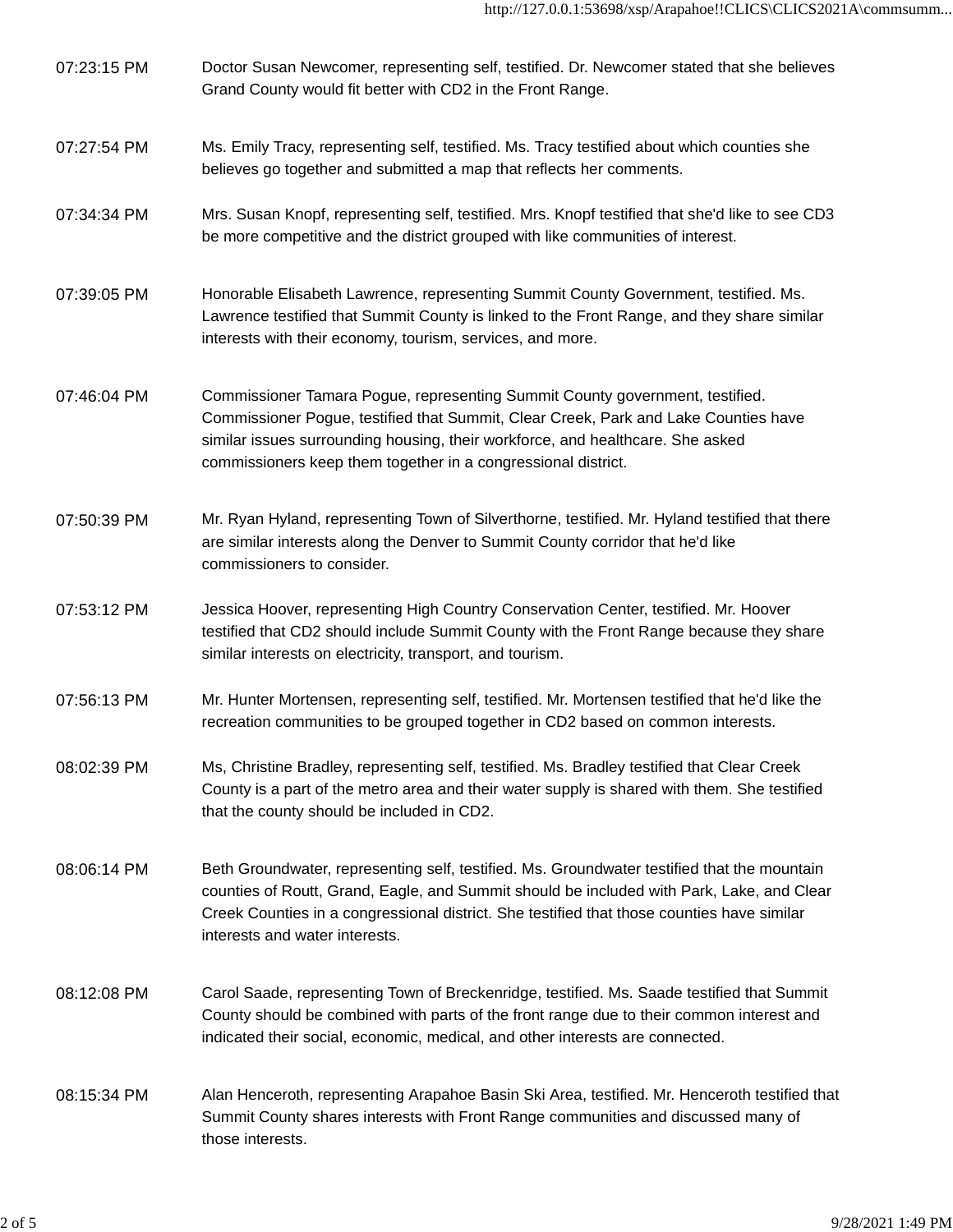| | |
|---|---|
| 07:23:15 PM | Doctor Susan Newcomer, representing self, testified. Dr. Newcomer stated that she believes Grand County would fit better with CD2 in the Front Range. |
| 07:27:54 PM | Ms. Emily Tracy, representing self, testified. Ms. Tracy testified about which counties she believes go together and submitted a map that reflects her comments. |
| 07:34:34 PM | Mrs. Susan Knopf, representing self, testified. Mrs. Knopf testified that she'd like to see CD3 be more competitive and the district grouped with like communities of interest. |
| 07:39:05 PM | Honorable Elisabeth Lawrence, representing Summit County Government, testified. Ms. Lawrence testified that Summit County is linked to the Front Range, and they share similar interests with their economy, tourism, services, and more. |
| 07:46:04 PM | Commissioner Tamara Pogue, representing Summit County government, testified. Commissioner Pogue, testified that Summit, Clear Creek, Park and Lake Counties have similar issues surrounding housing, their workforce, and healthcare. She asked commissioners keep them together in a congressional district. |
| 07:50:39 PM | Mr. Ryan Hyland, representing Town of Silverthorne, testified. Mr. Hyland testified that there are similar interests along the Denver to Summit County corridor that he'd like commissioners to consider. |
| 07:53:12 PM | Jessica Hoover, representing High Country Conservation Center, testified. Mr. Hoover testified that CD2 should include Summit County with the Front Range because they share similar interests on electricity, transport, and tourism. |
| 07:56:13 PM | Mr. Hunter Mortensen, representing self, testified. Mr. Mortensen testified that he'd like the recreation communities to be grouped together in CD2 based on common interests. |
| 08:02:39 PM | Ms, Christine Bradley, representing self, testified. Ms. Bradley testified that Clear Creek County is a part of the metro area and their water supply is shared with them. She testified that the county should be included in CD2. |
| 08:06:14 PM | Beth Groundwater, representing self, testified. Ms. Groundwater testified that the mountain counties of Routt, Grand, Eagle, and Summit should be included with Park, Lake, and Clear Creek Counties in a congressional district. She testified that those counties have similar interests and water interests. |
| 08:12:08 PM | Carol Saade, representing Town of Breckenridge, testified. Ms. Saade testified that Summit County should be combined with parts of the front range due to their common interest and indicated their social, economic, medical, and other interests are connected. |
| 08:15:34 PM | Alan Henceroth, representing Arapahoe Basin Ski Area, testified. Mr. Henceroth testified that Summit County shares interests with Front Range communities and discussed many of those interests. |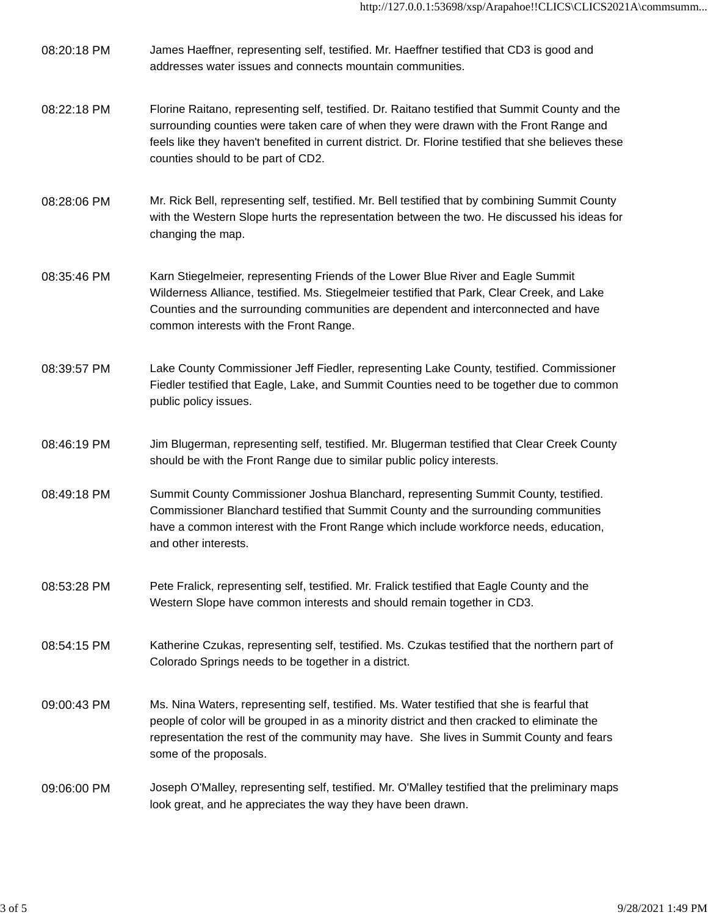| | |
|---|---|
| 08:20:18 PM | James Haeffner, representing self, testified. Mr. Haeffner testified that CD3 is good and addresses water issues and connects mountain communities. |
| 08:22:18 PM | Florine Raitano, representing self, testified. Dr. Raitano testified that Summit County and the surrounding counties were taken care of when they were drawn with the Front Range and feels like they haven't benefited in current district. Dr. Florine testified that she believes these counties should to be part of CD2. |
| 08:28:06 PM | Mr. Rick Bell, representing self, testified. Mr. Bell testified that by combining Summit County with the Western Slope hurts the representation between the two. He discussed his ideas for changing the map. |
| 08:35:46 PM | Karn Stiegelmeier, representing Friends of the Lower Blue River and Eagle Summit Wilderness Alliance, testified. Ms. Stiegelmeier testified that Park, Clear Creek, and Lake Counties and the surrounding communities are dependent and interconnected and have common interests with the Front Range. |
| 08:39:57 PM | Lake County Commissioner Jeff Fiedler, representing Lake County, testified. Commissioner Fiedler testified that Eagle, Lake, and Summit Counties need to be together due to common public policy issues. |
| 08:46:19 PM | Jim Blugerman, representing self, testified. Mr. Blugerman testified that Clear Creek County should be with the Front Range due to similar public policy interests. |
| 08:49:18 PM | Summit County Commissioner Joshua Blanchard, representing Summit County, testified. Commissioner Blanchard testified that Summit County and the surrounding communities have a common interest with the Front Range which include workforce needs, education, and other interests. |
| 08:53:28 PM | Pete Fralick, representing self, testified. Mr. Fralick testified that Eagle County and the Western Slope have common interests and should remain together in CD3. |
| 08:54:15 PM | Katherine Czukas, representing self, testified. Ms. Czukas testified that the northern part of Colorado Springs needs to be together in a district. |
| 09:00:43 PM | Ms. Nina Waters, representing self, testified. Ms. Water testified that she is fearful that people of color will be grouped in as a minority district and then cracked to eliminate the representation the rest of the community may have. She lives in Summit County and fears some of the proposals. |
| 09:06:00 PM | Joseph O'Malley, representing self, testified. Mr. O'Malley testified that the preliminary maps look great, and he appreciates the way they have been drawn. |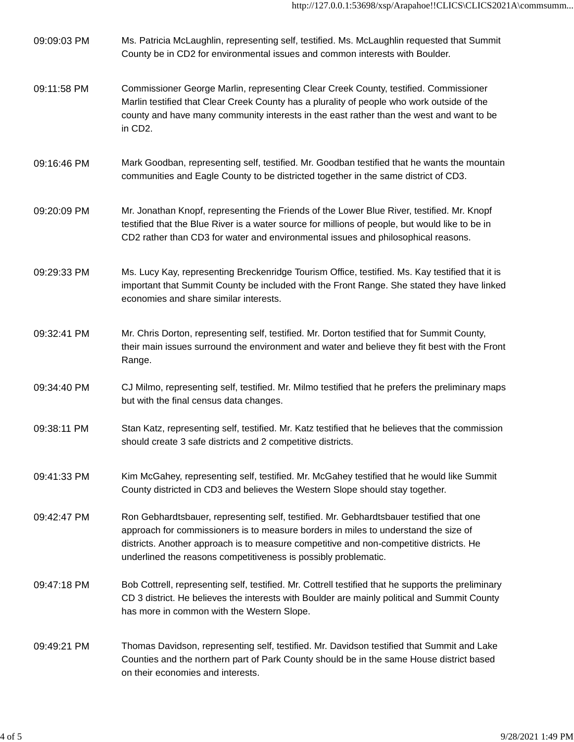| | |
|---|---|
| 09:09:03 PM | Ms. Patricia McLaughlin, representing self, testified. Ms. McLaughlin requested that Summit County be in CD2 for environmental issues and common interests with Boulder. |
| 09:11:58 PM | Commissioner George Marlin, representing Clear Creek County, testified. Commissioner Marlin testified that Clear Creek County has a plurality of people who work outside of the county and have many community interests in the east rather than the west and want to be in CD2. |
| 09:16:46 PM | Mark Goodban, representing self, testified. Mr. Goodban testified that he wants the mountain communities and Eagle County to be districted together in the same district of CD3. |
| 09:20:09 PM | Mr. Jonathan Knopf, representing the Friends of the Lower Blue River, testified. Mr. Knopf testified that the Blue River is a water source for millions of people, but would like to be in CD2 rather than CD3 for water and environmental issues and philosophical reasons. |
| 09:29:33 PM | Ms. Lucy Kay, representing Breckenridge Tourism Office, testified. Ms. Kay testified that it is important that Summit County be included with the Front Range. She stated they have linked economies and share similar interests. |
| 09:32:41 PM | Mr. Chris Dorton, representing self, testified. Mr. Dorton testified that for Summit County, their main issues surround the environment and water and believe they fit best with the Front Range. |
| 09:34:40 PM | CJ Milmo, representing self, testified. Mr. Milmo testified that he prefers the preliminary maps but with the final census data changes. |
| 09:38:11 PM | Stan Katz, representing self, testified. Mr. Katz testified that he believes that the commission should create 3 safe districts and 2 competitive districts. |
| 09:41:33 PM | Kim McGahey, representing self, testified. Mr. McGahey testified that he would like Summit County districted in CD3 and believes the Western Slope should stay together. |
| 09:42:47 PM | Ron Gebhardtsbauer, representing self, testified. Mr. Gebhardtsbauer testified that one approach for commissioners is to measure borders in miles to understand the size of districts. Another approach is to measure competitive and non-competitive districts. He underlined the reasons competitiveness is possibly problematic. |
| 09:47:18 PM | Bob Cottrell, representing self, testified. Mr. Cottrell testified that he supports the preliminary CD 3 district. He believes the interests with Boulder are mainly political and Summit County has more in common with the Western Slope. |
| 09:49:21 PM | Thomas Davidson, representing self, testified. Mr. Davidson testified that Summit and Lake Counties and the northern part of Park County should be in the same House district based on their economies and interests. |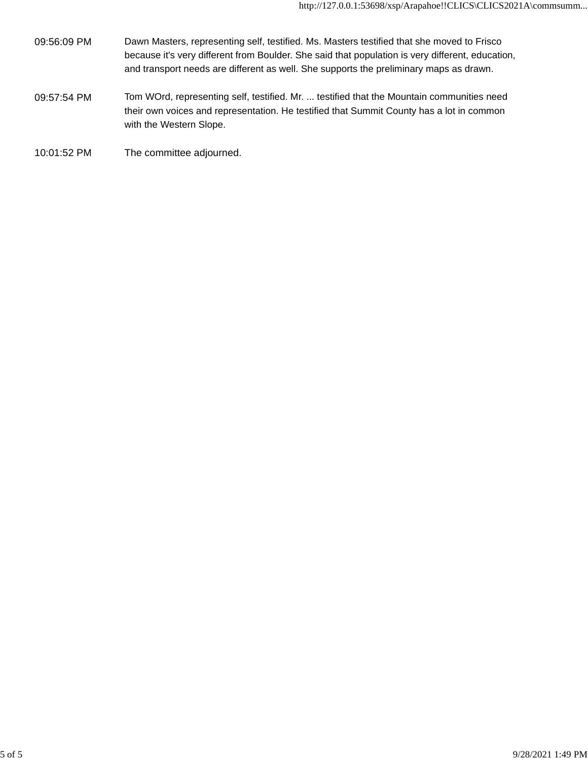| | |
|---|---|
| 09:56:09 PM | Dawn Masters, representing self, testified. Ms. Masters testified that she moved to Frisco because it's very different from Boulder. She said that population is very different, education, and transport needs are different as well. She supports the preliminary maps as drawn. |
| 09:57:54 PM | Tom WOrd, representing self, testified. Mr. ... testified that the Mountain communities need their own voices and representation. He testified that Summit County has a lot in common with the Western Slope. |
| 10:01:52 PM | The committee adjourned. |